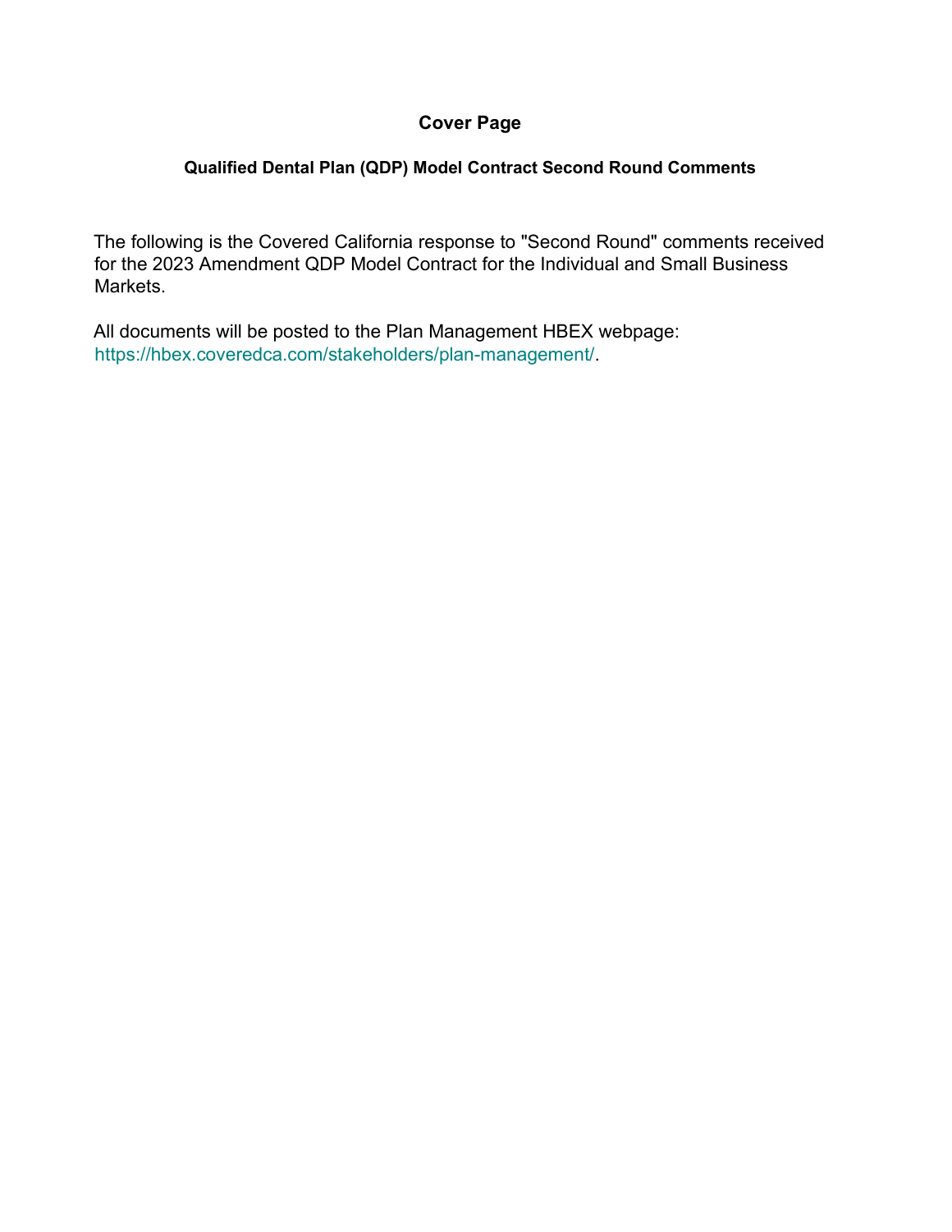# Cover Page

## Qualified Dental Plan (QDP) Model Contract Second Round Comments

The following is the Covered California response to "Second Round" comments received for the 2023 Amendment QDP Model Contract for the Individual and Small Business Markets.

All documents will be posted to the Plan Management HBEX webpage: https://hbex.coveredca.com/stakeholders/plan-management/.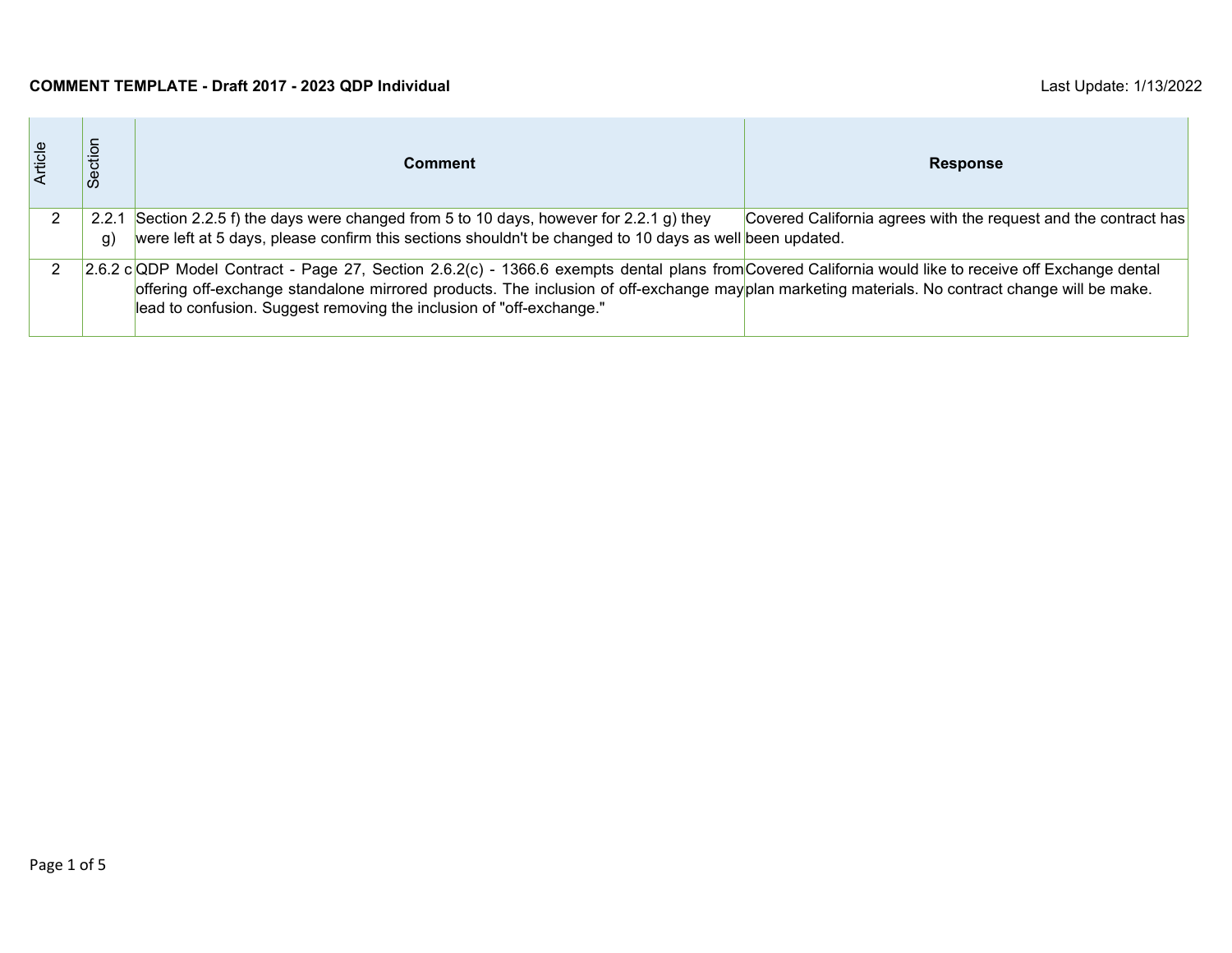**COMMENT TEMPLATE - Draft 2017 - 2023 QDP Individual**

Last Update: 1/13/2022

| Article | Section | Comment | Response |
|---|---|---|---|
| 2 | 2.2.1 g) | Section 2.2.5 f) the days were changed from 5 to 10 days, however for 2.2.1 g) they were left at 5 days, please confirm this sections shouldn't be changed to 10 days as well | Covered California agrees with the request and the contract has been updated. |
| 2 | 2.6.2 c | QDP Model Contract - Page 27, Section 2.6.2(c) - 1366.6 exempts dental plans from offering off-exchange standalone mirrored products. The inclusion of off-exchange may lead to confusion. Suggest removing the inclusion of "off-exchange." | Covered California would like to receive off Exchange dental plan marketing materials. No contract change will be make. |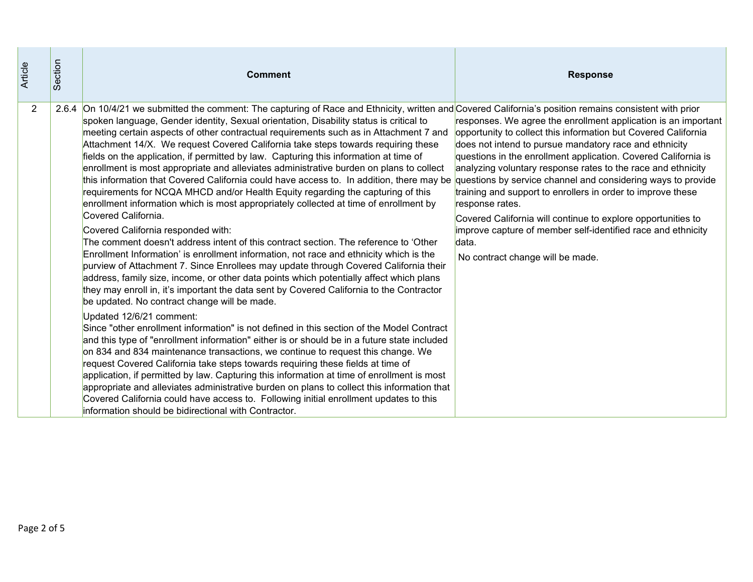| Article | Section | Comment | Response |
|---|---|---|---|
| 2 | 2.6.4 | On 10/4/21 we submitted the comment: The capturing of Race and Ethnicity, written and spoken language, Gender identity, Sexual orientation, Disability status is critical to meeting certain aspects of other contractual requirements such as in Attachment 7 and Attachment 14/X. We request Covered California take steps towards requiring these fields on the application, if permitted by law. Capturing this information at time of enrollment is most appropriate and alleviates administrative burden on plans to collect this information that Covered California could have access to. In addition, there may be requirements for NCQA MHCD and/or Health Equity regarding the capturing of this enrollment information which is most appropriately collected at time of enrollment by Covered California.<br><br>Covered California responded with:<br>The comment doesn't address intent of this contract section. The reference to 'Other Enrollment Information' is enrollment information, not race and ethnicity which is the purview of Attachment 7. Since Enrollees may update through Covered California their address, family size, income, or other data points which potentially affect which plans they may enroll in, it's important the data sent by Covered California to the Contractor be updated. No contract change will be made.<br><br>Updated 12/6/21 comment:<br>Since "other enrollment information" is not defined in this section of the Model Contract and this type of "enrollment information" either is or should be in a future state included on 834 and 834 maintenance transactions, we continue to request this change. We request Covered California take steps towards requiring these fields at time of application, if permitted by law. Capturing this information at time of enrollment is most appropriate and alleviates administrative burden on plans to collect this information that Covered California could have access to. Following initial enrollment updates to this information should be bidirectional with Contractor. | Covered California's position remains consistent with prior responses. We agree the enrollment application is an important opportunity to collect this information but Covered California does not intend to pursue mandatory race and ethnicity questions in the enrollment application. Covered California is analyzing voluntary response rates to the race and ethnicity questions by service channel and considering ways to provide training and support to enrollers in order to improve these response rates.<br><br>Covered California will continue to explore opportunities to improve capture of member self-identified race and ethnicity data.<br><br>No contract change will be made. |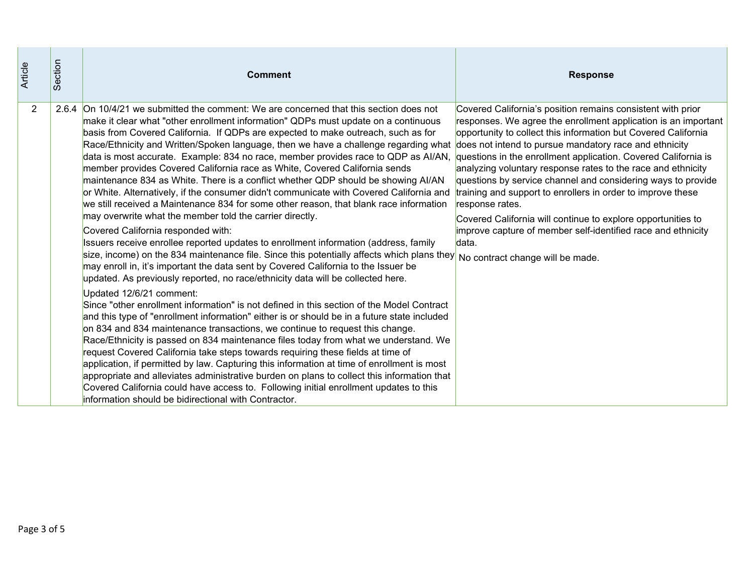| Article | Section | Comment | Response |
|---|---|---|---|
| 2 | 2.6.4 | On 10/4/21 we submitted the comment: We are concerned that this section does not make it clear what "other enrollment information" QDPs must update on a continuous basis from Covered California. If QDPs are expected to make outreach, such as for Race/Ethnicity and Written/Spoken language, then we have a challenge regarding what data is most accurate. Example: 834 no race, member provides race to QDP as AI/AN, member provides Covered California race as White, Covered California sends maintenance 834 as White. There is a conflict whether QDP should be showing AI/AN or White. Alternatively, if the consumer didn't communicate with Covered California and we still received a Maintenance 834 for some other reason, that blank race information may overwrite what the member told the carrier directly.<br><br>Covered California responded with:<br>Issuers receive enrollee reported updates to enrollment information (address, family size, income) on the 834 maintenance file. Since this potentially affects which plans they may enroll in, it's important the data sent by Covered California to the Issuer be updated. As previously reported, no race/ethnicity data will be collected here.<br><br>Updated 12/6/21 comment:<br>Since "other enrollment information" is not defined in this section of the Model Contract and this type of "enrollment information" either is or should be in a future state included on 834 and 834 maintenance transactions, we continue to request this change. Race/Ethnicity is passed on 834 maintenance files today from what we understand. We request Covered California take steps towards requiring these fields at time of application, if permitted by law. Capturing this information at time of enrollment is most appropriate and alleviates administrative burden on plans to collect this information that Covered California could have access to. Following initial enrollment updates to this information should be bidirectional with Contractor. | Covered California's position remains consistent with prior responses. We agree the enrollment application is an important opportunity to collect this information but Covered California does not intend to pursue mandatory race and ethnicity questions in the enrollment application. Covered California is analyzing voluntary response rates to the race and ethnicity questions by service channel and considering ways to provide training and support to enrollers in order to improve these response rates.<br><br>Covered California will continue to explore opportunities to improve capture of member self-identified race and ethnicity data.<br><br>No contract change will be made. |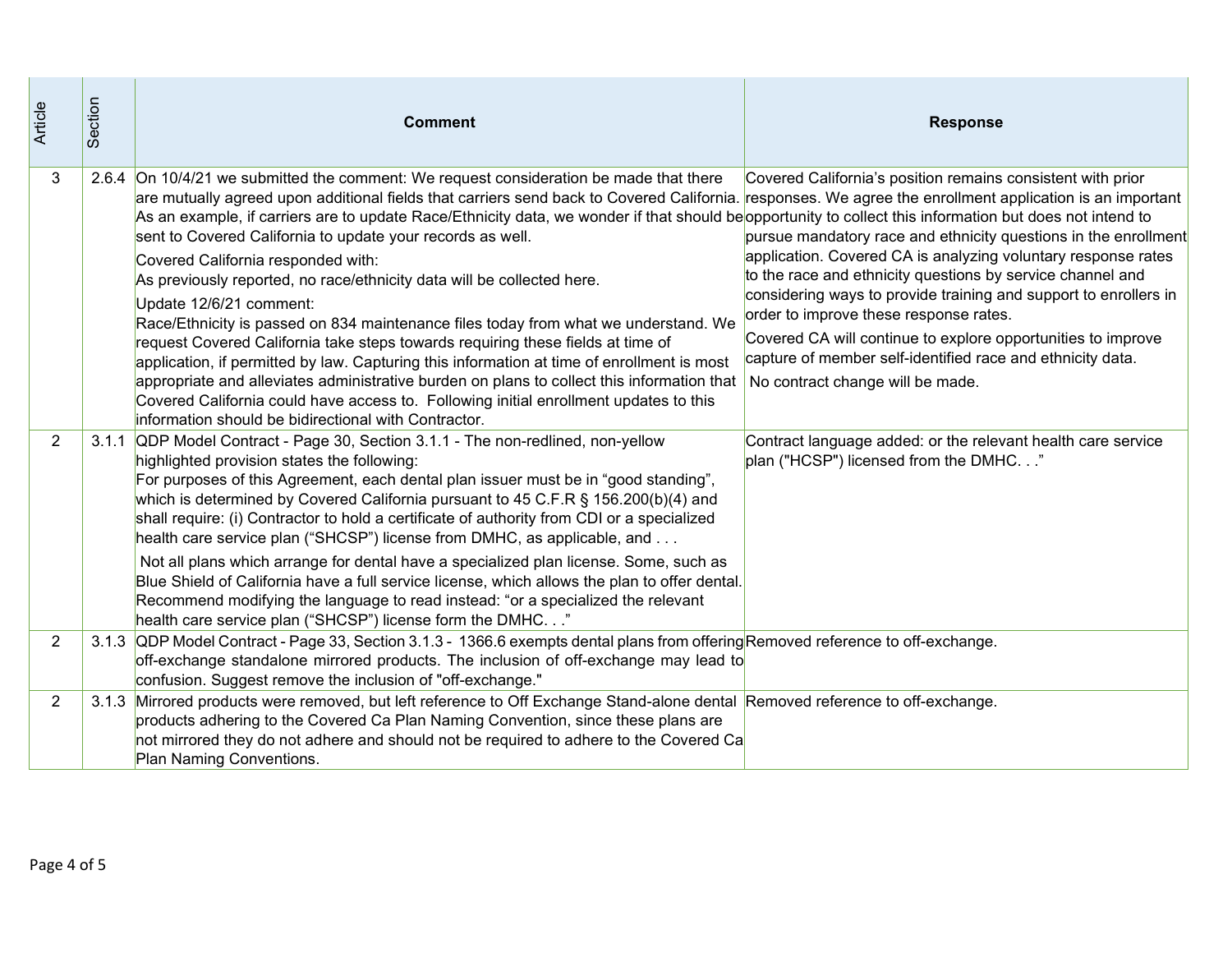| Article | Section | Comment | Response |
|---|---|---|---|
| 3 | 2.6.4 | On 10/4/21 we submitted the comment: We request consideration be made that there are mutually agreed upon additional fields that carriers send back to Covered California. As an example, if carriers are to update Race/Ethnicity data, we wonder if that should be sent to Covered California to update your records as well.<br><br>Covered California responded with:<br>As previously reported, no race/ethnicity data will be collected here.<br><br>Update 12/6/21 comment:<br>Race/Ethnicity is passed on 834 maintenance files today from what we understand. We request Covered California take steps towards requiring these fields at time of application, if permitted by law. Capturing this information at time of enrollment is most appropriate and alleviates administrative burden on plans to collect this information that Covered California could have access to. Following initial enrollment updates to this information should be bidirectional with Contractor. | Covered California's position remains consistent with prior responses. We agree the enrollment application is an important opportunity to collect this information but does not intend to pursue mandatory race and ethnicity questions in the enrollment application. Covered CA is analyzing voluntary response rates to the race and ethnicity questions by service channel and considering ways to provide training and support to enrollers in order to improve these response rates.<br><br>Covered CA will continue to explore opportunities to improve capture of member self-identified race and ethnicity data.<br><br>No contract change will be made. |
| 2 | 3.1.1 | QDP Model Contract - Page 30, Section 3.1.1 - The non-redlined, non-yellow highlighted provision states the following:<br>For purposes of this Agreement, each dental plan issuer must be in "good standing", which is determined by Covered California pursuant to 45 C.F.R § 156.200(b)(4) and shall require: (i) Contractor to hold a certificate of authority from CDI or a specialized health care service plan ("SHCSP") license from DMHC, as applicable, and . . .<br><br>Not all plans which arrange for dental have a specialized plan license. Some, such as Blue Shield of California have a full service license, which allows the plan to offer dental. Recommend modifying the language to read instead: "or a specialized the relevant health care service plan ("SHCSP") license form the DMHC. . ." | Contract language added: or the relevant health care service plan ("HCSP") licensed from the DMHC. . ." |
| 2 | 3.1.3 | QDP Model Contract - Page 33, Section 3.1.3 - 1366.6 exempts dental plans from offering off-exchange standalone mirrored products. The inclusion of off-exchange may lead to confusion. Suggest remove the inclusion of "off-exchange." | Removed reference to off-exchange. |
| 2 | 3.1.3 | Mirrored products were removed, but left reference to Off Exchange Stand-alone dental products adhering to the Covered Ca Plan Naming Convention, since these plans are not mirrored they do not adhere and should not be required to adhere to the Covered Ca Plan Naming Conventions. | Removed reference to off-exchange. |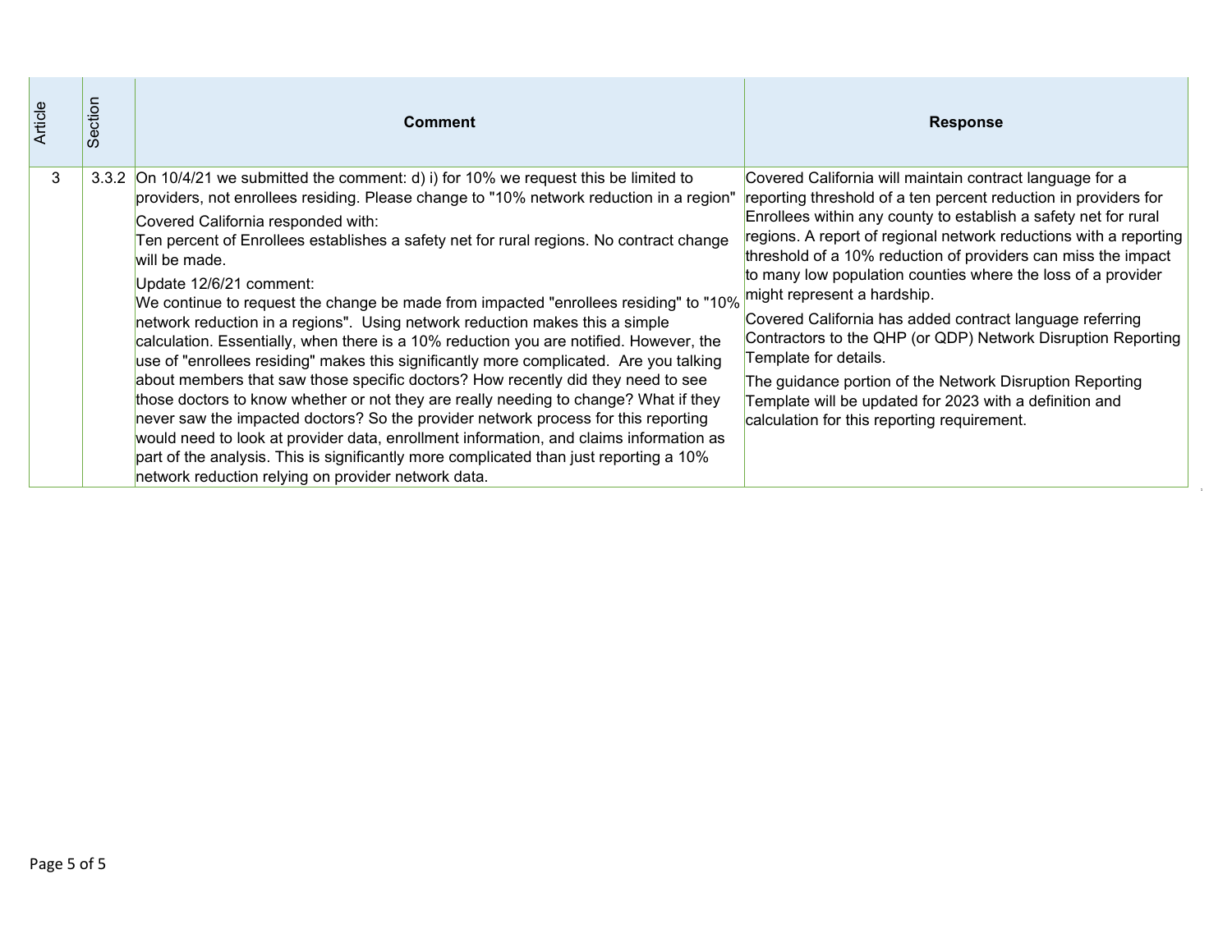| Article | Section | Comment | Response |
|---|---|---|---|
| 3 | 3.3.2 | On 10/4/21 we submitted the comment: d) i) for 10% we request this be limited to providers, not enrollees residing. Please change to "10% network reduction in a region"<br><br>Covered California responded with:<br>Ten percent of Enrollees establishes a safety net for rural regions. No contract change will be made.<br><br>Update 12/6/21 comment:<br>We continue to request the change be made from impacted "enrollees residing" to "10% network reduction in a regions". Using network reduction makes this a simple calculation. Essentially, when there is a 10% reduction you are notified. However, the use of "enrollees residing" makes this significantly more complicated. Are you talking about members that saw those specific doctors? How recently did they need to see those doctors to know whether or not they are really needing to change? What if they never saw the impacted doctors? So the provider network process for this reporting would need to look at provider data, enrollment information, and claims information as part of the analysis. This is significantly more complicated than just reporting a 10% network reduction relying on provider network data. | Covered California will maintain contract language for a reporting threshold of a ten percent reduction in providers for Enrollees within any county to establish a safety net for rural regions. A report of regional network reductions with a reporting threshold of a 10% reduction of providers can miss the impact to many low population counties where the loss of a provider might represent a hardship.<br><br>Covered California has added contract language referring Contractors to the QHP (or QDP) Network Disruption Reporting Template for details.<br><br>The guidance portion of the Network Disruption Reporting Template will be updated for 2023 with a definition and calculation for this reporting requirement. |